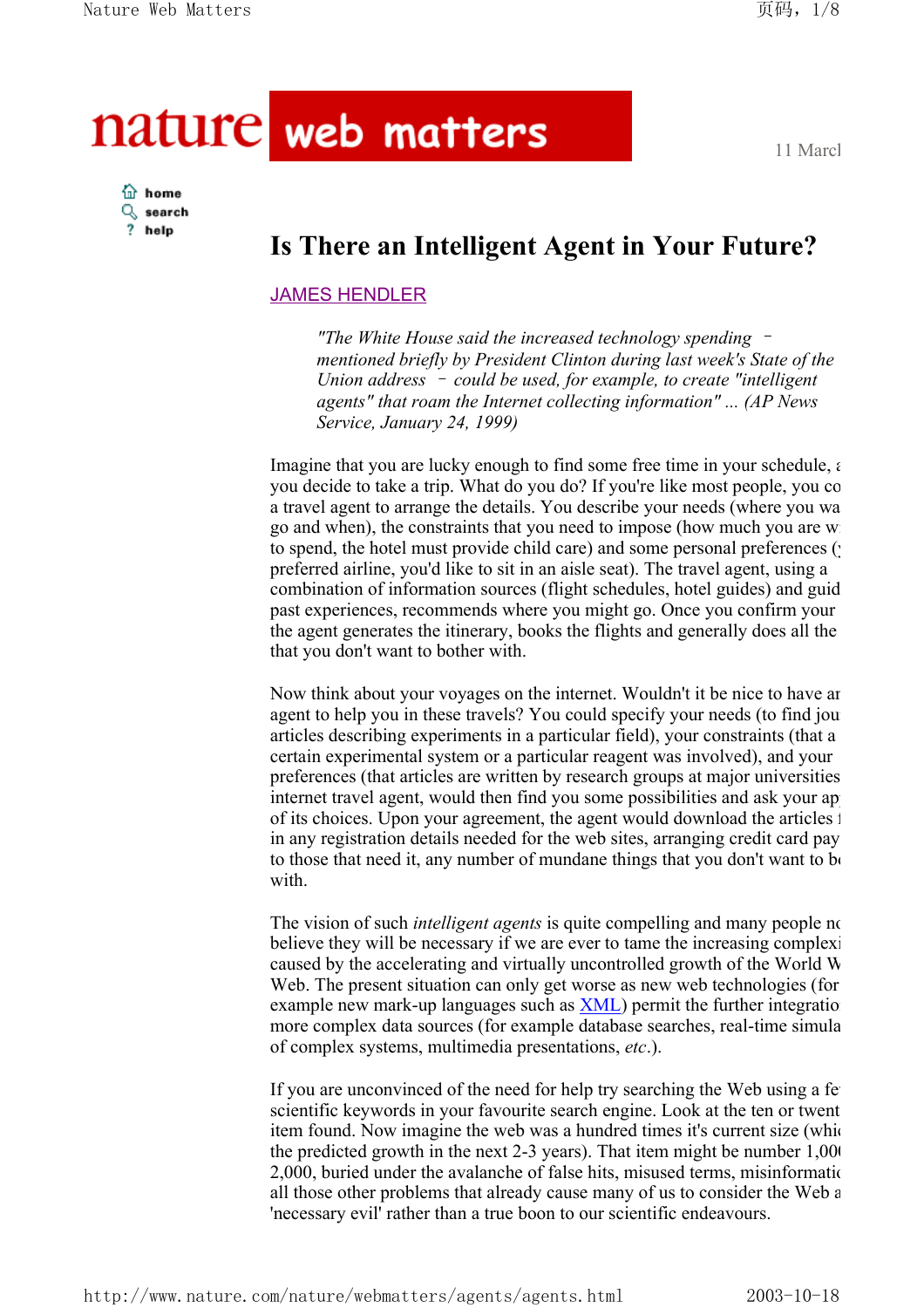# Is There an Intelligent Agent in Your Future?

JAMES HENDLER

> *"The White House said the increased technology spending – mentioned briefly by President Clinton during last week's State of the Union address – could be used, for example, to create "intelligent agents" that roam the Internet collecting information" ... (AP News Service, January 24, 1999)*

Imagine that you are lucky enough to find some free time in your schedule, a you decide to take a trip. What do you do? If you're like most people, you co a travel agent to arrange the details. You describe your needs (where you wa go and when), the constraints that you need to impose (how much you are w to spend, the hotel must provide child care) and some personal preferences ( preferred airline, you'd like to sit in an aisle seat). The travel agent, using a combination of information sources (flight schedules, hotel guides) and guid past experiences, recommends where you might go. Once you confirm your the agent generates the itinerary, books the flights and generally does all the that you don't want to bother with.

Now think about your voyages on the internet. Wouldn't it be nice to have ar agent to help you in these travels? You could specify your needs (to find jou articles describing experiments in a particular field), your constraints (that a certain experimental system or a particular reagent was involved), and your preferences (that articles are written by research groups at major universities internet travel agent, would then find you some possibilities and ask your ap of its choices. Upon your agreement, the agent would download the articles f in any registration details needed for the web sites, arranging credit card pay to those that need it, any number of mundane things that you don't want to b with.

The vision of such *intelligent agents* is quite compelling and many people no believe they will be necessary if we are ever to tame the increasing complexi caused by the accelerating and virtually uncontrolled growth of the World W Web. The present situation can only get worse as new web technologies (for example new mark-up languages such as XML) permit the further integratio more complex data sources (for example database searches, real-time simula of complex systems, multimedia presentations, *etc*.).

If you are unconvinced of the need for help try searching the Web using a fe scientific keywords in your favourite search engine. Look at the ten or twent item found. Now imagine the web was a hundred times it's current size (whic the predicted growth in the next 2-3 years). That item might be number 1,00 2,000, buried under the avalanche of false hits, misused terms, misinformatic all those other problems that already cause many of us to consider the Web a 'necessary evil' rather than a true boon to our scientific endeavours.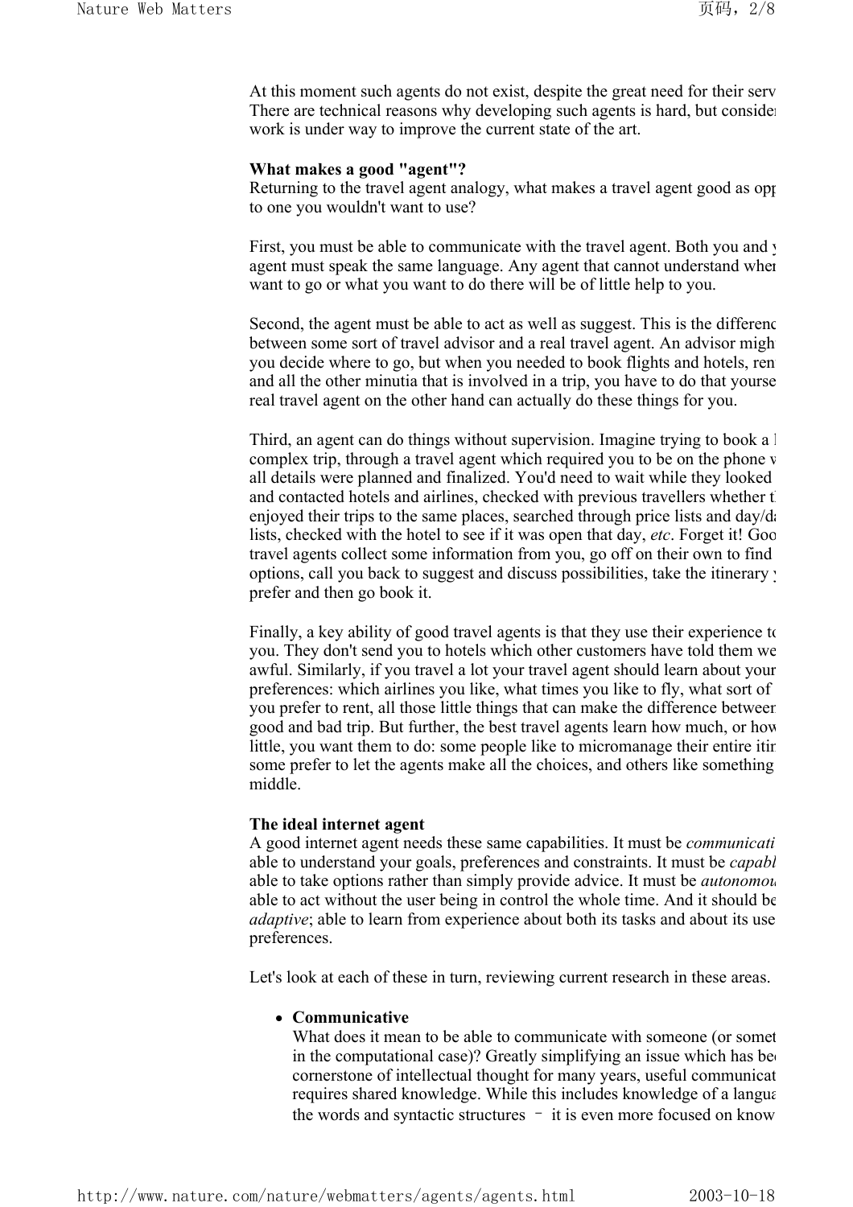At this moment such agents do not exist, despite the great need for their serv There are technical reasons why developing such agents is hard, but consider work is under way to improve the current state of the art.

**What makes a good "agent"?**
Returning to the travel agent analogy, what makes a travel agent good as opp to one you wouldn't want to use?

First, you must be able to communicate with the travel agent. Both you and y agent must speak the same language. Any agent that cannot understand wher want to go or what you want to do there will be of little help to you.

Second, the agent must be able to act as well as suggest. This is the differenc between some sort of travel advisor and a real travel agent. An advisor migh you decide where to go, but when you needed to book flights and hotels, ren and all the other minutia that is involved in a trip, you have to do that yourse real travel agent on the other hand can actually do these things for you.

Third, an agent can do things without supervision. Imagine trying to book a l complex trip, through a travel agent which required you to be on the phone v all details were planned and finalized. You'd need to wait while they looked and contacted hotels and airlines, checked with previous travellers whether t enjoyed their trips to the same places, searched through price lists and day/d lists, checked with the hotel to see if it was open that day, *etc*. Forget it! Goo travel agents collect some information from you, go off on their own to find options, call you back to suggest and discuss possibilities, take the itinerary y prefer and then go book it.

Finally, a key ability of good travel agents is that they use their experience to you. They don't send you to hotels which other customers have told them we awful. Similarly, if you travel a lot your travel agent should learn about your preferences: which airlines you like, what times you like to fly, what sort of you prefer to rent, all those little things that can make the difference between good and bad trip. But further, the best travel agents learn how much, or how little, you want them to do: some people like to micromanage their entire itin some prefer to let the agents make all the choices, and others like something middle.

**The ideal internet agent**
A good internet agent needs these same capabilities. It must be *communicati* able to understand your goals, preferences and constraints. It must be *capabl* able to take options rather than simply provide advice. It must be *autonomou* able to act without the user being in control the whole time. And it should be *adaptive*; able to learn from experience about both its tasks and about its use preferences.

Let's look at each of these in turn, reviewing current research in these areas.

- **Communicative**
  What does it mean to be able to communicate with someone (or somet in the computational case)? Greatly simplifying an issue which has be cornerstone of intellectual thought for many years, useful communicat requires shared knowledge. While this includes knowledge of a langua the words and syntactic structures – it is even more focused on know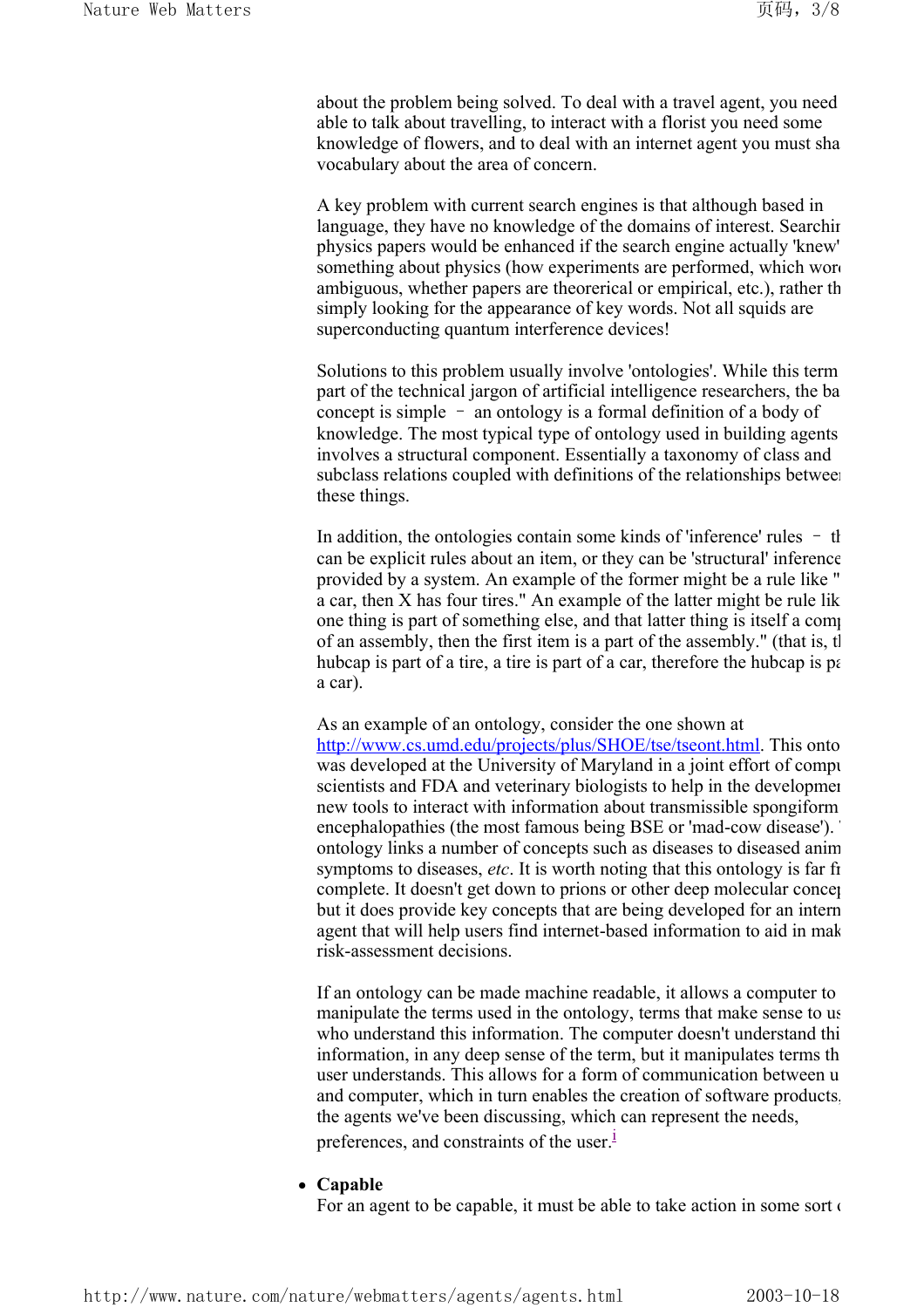about the problem being solved. To deal with a travel agent, you need able to talk about travelling, to interact with a florist you need some knowledge of flowers, and to deal with an internet agent you must sha vocabulary about the area of concern.

A key problem with current search engines is that although based in language, they have no knowledge of the domains of interest. Searchir physics papers would be enhanced if the search engine actually 'knew' something about physics (how experiments are performed, which wor ambiguous, whether papers are theorerical or empirical, etc.), rather th simply looking for the appearance of key words. Not all squids are superconducting quantum interference devices!

Solutions to this problem usually involve 'ontologies'. While this term part of the technical jargon of artificial intelligence researchers, the ba concept is simple – an ontology is a formal definition of a body of knowledge. The most typical type of ontology used in building agents involves a structural component. Essentially a taxonomy of class and subclass relations coupled with definitions of the relationships betwee these things.

In addition, the ontologies contain some kinds of 'inference' rules – th can be explicit rules about an item, or they can be 'structural' inference provided by a system. An example of the former might be a rule like " a car, then X has four tires." An example of the latter might be rule lik one thing is part of something else, and that latter thing is itself a com of an assembly, then the first item is a part of the assembly." (that is, t hubcap is part of a tire, a tire is part of a car, therefore the hubcap is pa a car).

As an example of an ontology, consider the one shown at [http://www.cs.umd.edu/projects/plus/SHOE/tse/tseont.html](http://www.cs.umd.edu/projects/plus/SHOE/tse/tseont.html). This onto was developed at the University of Maryland in a joint effort of compu scientists and FDA and veterinary biologists to help in the developme new tools to interact with information about transmissible spongiform encephalopathies (the most famous being BSE or 'mad-cow disease'). ontology links a number of concepts such as diseases to diseased anim symptoms to diseases, *etc*. It is worth noting that this ontology is far fr complete. It doesn't get down to prions or other deep molecular conce but it does provide key concepts that are being developed for an intern agent that will help users find internet-based information to aid in mak risk-assessment decisions.

If an ontology can be made machine readable, it allows a computer to manipulate the terms used in the ontology, terms that make sense to us who understand this information. The computer doesn't understand thi information, in any deep sense of the term, but it manipulates terms th user understands. This allows for a form of communication between u and computer, which in turn enables the creation of software products the agents we've been discussing, which can represent the needs, preferences, and constraints of the user.[i]

- **Capable**
  For an agent to be capable, it must be able to take action in some sort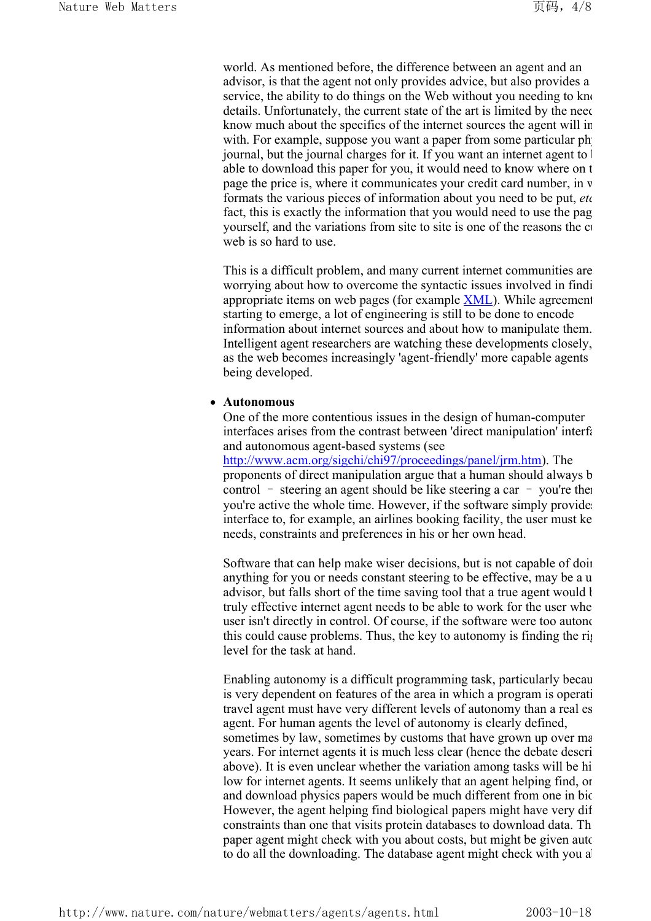world. As mentioned before, the difference between an agent and an advisor, is that the agent not only provides advice, but also provides a service, the ability to do things on the Web without you needing to kno details. Unfortunately, the current state of the art is limited by the need know much about the specifics of the internet sources the agent will in with. For example, suppose you want a paper from some particular ph journal, but the journal charges for it. If you want an internet agent to b able to download this paper for you, it would need to know where on t page the price is, where it communicates your credit card number, in w formats the various pieces of information about you need to be put, *etc* fact, this is exactly the information that you would need to use the pag yourself, and the variations from site to site is one of the reasons the cu web is so hard to use.

This is a difficult problem, and many current internet communities are worrying about how to overcome the syntactic issues involved in findi appropriate items on web pages (for example [XML](XML)). While agreement starting to emerge, a lot of engineering is still to be done to encode information about internet sources and about how to manipulate them. Intelligent agent researchers are watching these developments closely, as the web becomes increasingly 'agent-friendly' more capable agents being developed.

- **Autonomous**
  One of the more contentious issues in the design of human-computer interfaces arises from the contrast between 'direct manipulation' interfa and autonomous agent-based systems (see http://www.acm.org/sigchi/chi97/proceedings/panel/jrm.htm). The proponents of direct manipulation argue that a human should always b control – steering an agent should be like steering a car – you're ther you're active the whole time. However, if the software simply provides interface to, for example, an airlines booking facility, the user must ke needs, constraints and preferences in his or her own head.

  Software that can help make wiser decisions, but is not capable of doin anything for you or needs constant steering to be effective, may be a u advisor, but falls short of the time saving tool that a true agent would b truly effective internet agent needs to be able to work for the user whe user isn't directly in control. Of course, if the software were too autono this could cause problems. Thus, the key to autonomy is finding the rig level for the task at hand.

  Enabling autonomy is a difficult programming task, particularly becau is very dependent on features of the area in which a program is operati travel agent must have very different levels of autonomy than a real es agent. For human agents the level of autonomy is clearly defined, sometimes by law, sometimes by customs that have grown up over ma years. For internet agents it is much less clear (hence the debate descri above). It is even unclear whether the variation among tasks will be hi low for internet agents. It seems unlikely that an agent helping find, or and download physics papers would be much different from one in bio However, the agent helping find biological papers might have very dif constraints than one that visits protein databases to download data. Th paper agent might check with you about costs, but might be given auto to do all the downloading. The database agent might check with you a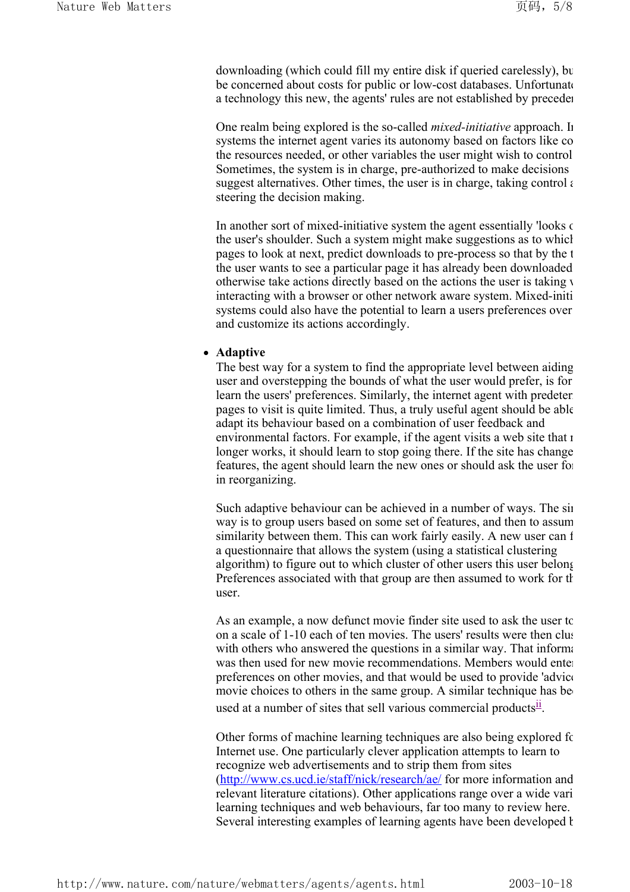downloading (which could fill my entire disk if queried carelessly), bu be concerned about costs for public or low-cost databases. Unfortunat a technology this new, the agents' rules are not established by preceden

One realm being explored is the so-called *mixed-initiative* approach. In systems the internet agent varies its autonomy based on factors like co the resources needed, or other variables the user might wish to control Sometimes, the system is in charge, pre-authorized to make decisions suggest alternatives. Other times, the user is in charge, taking control a steering the decision making.

In another sort of mixed-initiative system the agent essentially 'looks o the user's shoulder. Such a system might make suggestions as to which pages to look at next, predict downloads to pre-process so that by the t the user wants to see a particular page it has already been downloaded otherwise take actions directly based on the actions the user is taking w interacting with a browser or other network aware system. Mixed-initi systems could also have the potential to learn a users preferences over and customize its actions accordingly.

- **Adaptive**
  The best way for a system to find the appropriate level between aiding user and overstepping the bounds of what the user would prefer, is for learn the users' preferences. Similarly, the internet agent with predeter pages to visit is quite limited. Thus, a truly useful agent should be able adapt its behaviour based on a combination of user feedback and environmental factors. For example, if the agent visits a web site that n longer works, it should learn to stop going there. If the site has change features, the agent should learn the new ones or should ask the user for in reorganizing.

  Such adaptive behaviour can be achieved in a number of ways. The sir way is to group users based on some set of features, and then to assum similarity between them. This can work fairly easily. A new user can f a questionnaire that allows the system (using a statistical clustering algorithm) to figure out to which cluster of other users this user belong Preferences associated with that group are then assumed to work for th user.

  As an example, a now defunct movie finder site used to ask the user to on a scale of 1-10 each of ten movies. The users' results were then clus with others who answered the questions in a similar way. That informa was then used for new movie recommendations. Members would enter preferences on other movies, and that would be used to provide 'advice movie choices to others in the same group. A similar technique has be used at a number of sites that sell various commercial products[ii].

  Other forms of machine learning techniques are also being explored fo Internet use. One particularly clever application attempts to learn to recognize web advertisements and to strip them from sites (http://www.cs.ucd.ie/staff/nick/research/ae/ for more information and relevant literature citations). Other applications range over a wide vari learning techniques and web behaviours, far too many to review here. Several interesting examples of learning agents have been developed b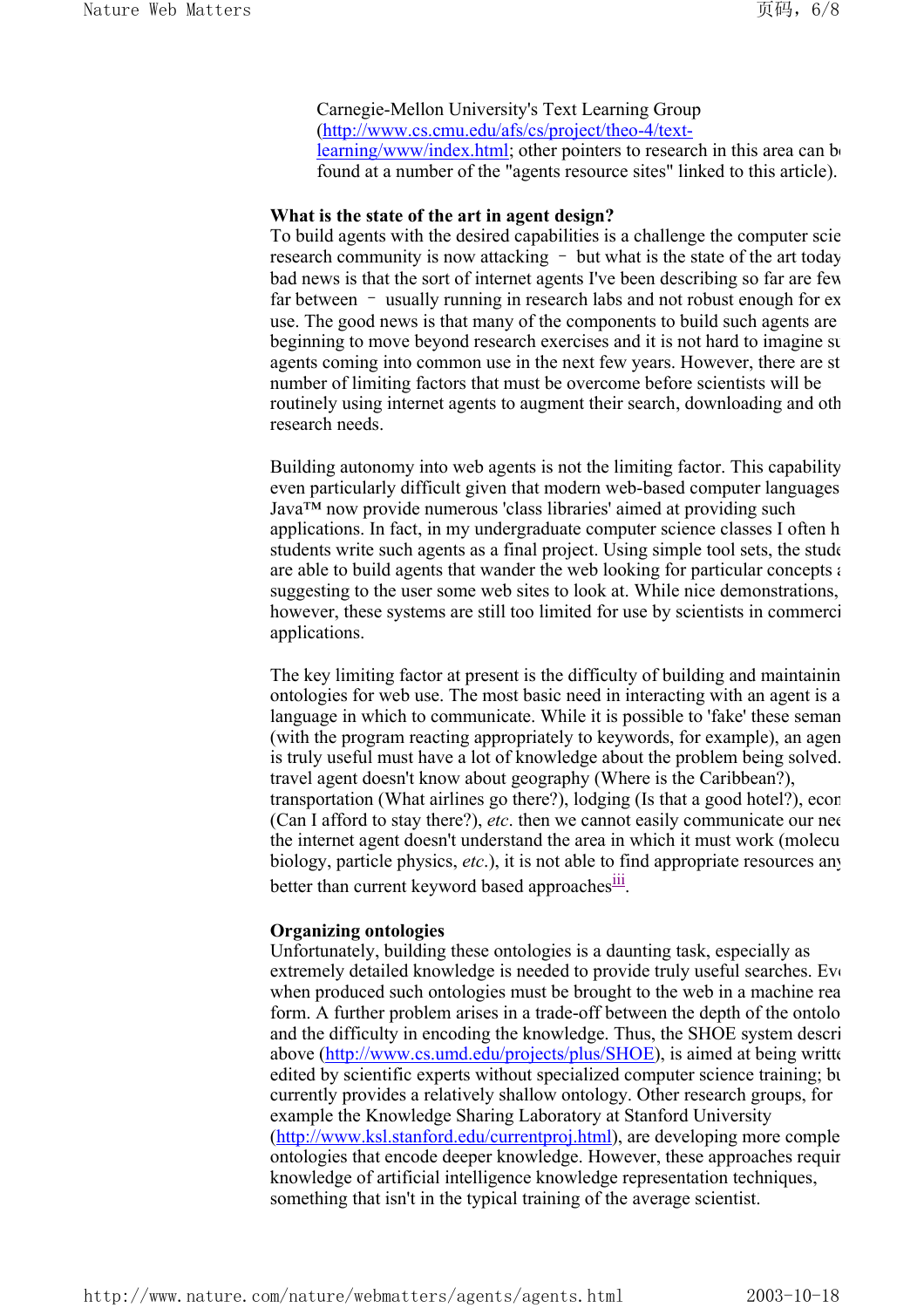Carnegie-Mellon University's Text Learning Group (http://www.cs.cmu.edu/afs/cs/project/theo-4/text-learning/www/index.html; other pointers to research in this area can b found at a number of the "agents resource sites" linked to this article).

**What is the state of the art in agent design?**

To build agents with the desired capabilities is a challenge the computer scie research community is now attacking – but what is the state of the art today bad news is that the sort of internet agents I've been describing so far are few far between – usually running in research labs and not robust enough for ex use. The good news is that many of the components to build such agents are beginning to move beyond research exercises and it is not hard to imagine su agents coming into common use in the next few years. However, there are st number of limiting factors that must be overcome before scientists will be routinely using internet agents to augment their search, downloading and oth research needs.

Building autonomy into web agents is not the limiting factor. This capability even particularly difficult given that modern web-based computer languages Java™ now provide numerous 'class libraries' aimed at providing such applications. In fact, in my undergraduate computer science classes I often h students write such agents as a final project. Using simple tool sets, the stude are able to build agents that wander the web looking for particular concepts a suggesting to the user some web sites to look at. While nice demonstrations, however, these systems are still too limited for use by scientists in commerci applications.

The key limiting factor at present is the difficulty of building and maintainin ontologies for web use. The most basic need in interacting with an agent is a language in which to communicate. While it is possible to 'fake' these seman (with the program reacting appropriately to keywords, for example), an agen is truly useful must have a lot of knowledge about the problem being solved. travel agent doesn't know about geography (Where is the Caribbean?), transportation (What airlines go there?), lodging (Is that a good hotel?), econ (Can I afford to stay there?), *etc*. then we cannot easily communicate our nee the internet agent doesn't understand the area in which it must work (molecu biology, particle physics, *etc*.), it is not able to find appropriate resources any better than current keyword based approaches[iii].

**Organizing ontologies**

Unfortunately, building these ontologies is a daunting task, especially as extremely detailed knowledge is needed to provide truly useful searches. Eve when produced such ontologies must be brought to the web in a machine rea form. A further problem arises in a trade-off between the depth of the ontolo and the difficulty in encoding the knowledge. Thus, the SHOE system descri above (http://www.cs.umd.edu/projects/plus/SHOE), is aimed at being writte edited by scientific experts without specialized computer science training; bu currently provides a relatively shallow ontology. Other research groups, for example the Knowledge Sharing Laboratory at Stanford University (http://www.ksl.stanford.edu/currentproj.html), are developing more comple ontologies that encode deeper knowledge. However, these approaches requir knowledge of artificial intelligence knowledge representation techniques, something that isn't in the typical training of the average scientist.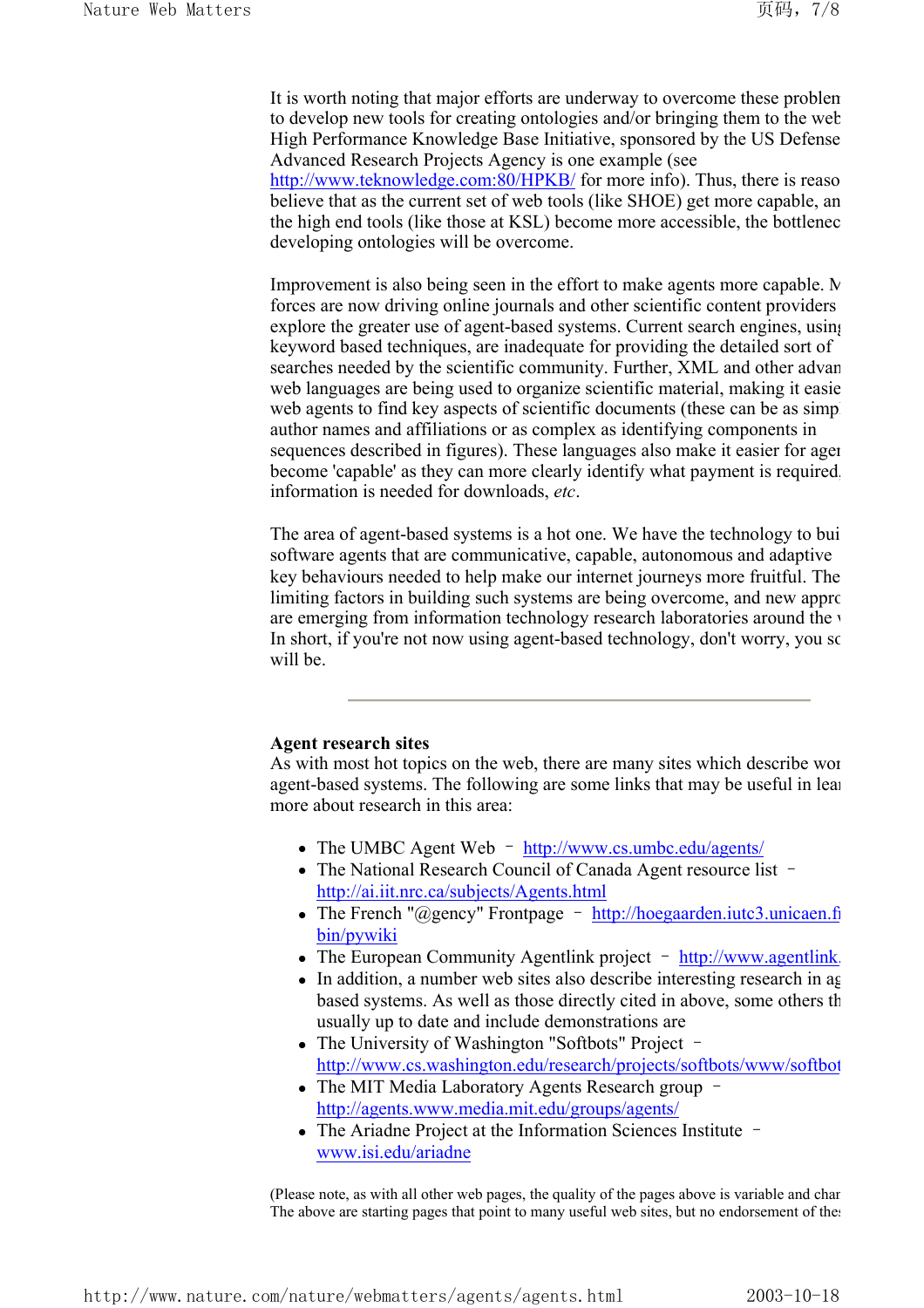It is worth noting that major efforts are underway to overcome these problen to develop new tools for creating ontologies and/or bringing them to the web High Performance Knowledge Base Initiative, sponsored by the US Defense Advanced Research Projects Agency is one example (see http://www.teknowledge.com:80/HPKB/ for more info). Thus, there is reaso believe that as the current set of web tools (like SHOE) get more capable, an the high end tools (like those at KSL) become more accessible, the bottlenec developing ontologies will be overcome.

Improvement is also being seen in the effort to make agents more capable. M forces are now driving online journals and other scientific content providers explore the greater use of agent-based systems. Current search engines, using keyword based techniques, are inadequate for providing the detailed sort of searches needed by the scientific community. Further, XML and other advan web languages are being used to organize scientific material, making it easie web agents to find key aspects of scientific documents (these can be as simp author names and affiliations or as complex as identifying components in sequences described in figures). These languages also make it easier for ager become 'capable' as they can more clearly identify what payment is required information is needed for downloads, *etc*.

The area of agent-based systems is a hot one. We have the technology to bui software agents that are communicative, capable, autonomous and adaptive key behaviours needed to help make our internet journeys more fruitful. The limiting factors in building such systems are being overcome, and new appro are emerging from information technology research laboratories around the v In short, if you're not now using agent-based technology, don't worry, you sc will be.

---

**Agent research sites**

As with most hot topics on the web, there are many sites which describe wor agent-based systems. The following are some links that may be useful in lear more about research in this area:

- The UMBC Agent Web – http://www.cs.umbc.edu/agents/
- The National Research Council of Canada Agent resource list – http://ai.iit.nrc.ca/subjects/Agents.html
- The French "@gency" Frontpage – http://hoegaarden.iutc3.unicaen.fı bin/pywiki
- The European Community Agentlink project – http://www.agentlink.
- In addition, a number web sites also describe interesting research in ag based systems. As well as those directly cited in above, some others th usually up to date and include demonstrations are
- The University of Washington "Softbots" Project – http://www.cs.washington.edu/research/projects/softbots/www/softbot
- The MIT Media Laboratory Agents Research group – http://agents.www.media.mit.edu/groups/agents/
- The Ariadne Project at the Information Sciences Institute – www.isi.edu/ariadne

(Please note, as with all other web pages, the quality of the pages above is variable and char The above are starting pages that point to many useful web sites, but no endorsement of the: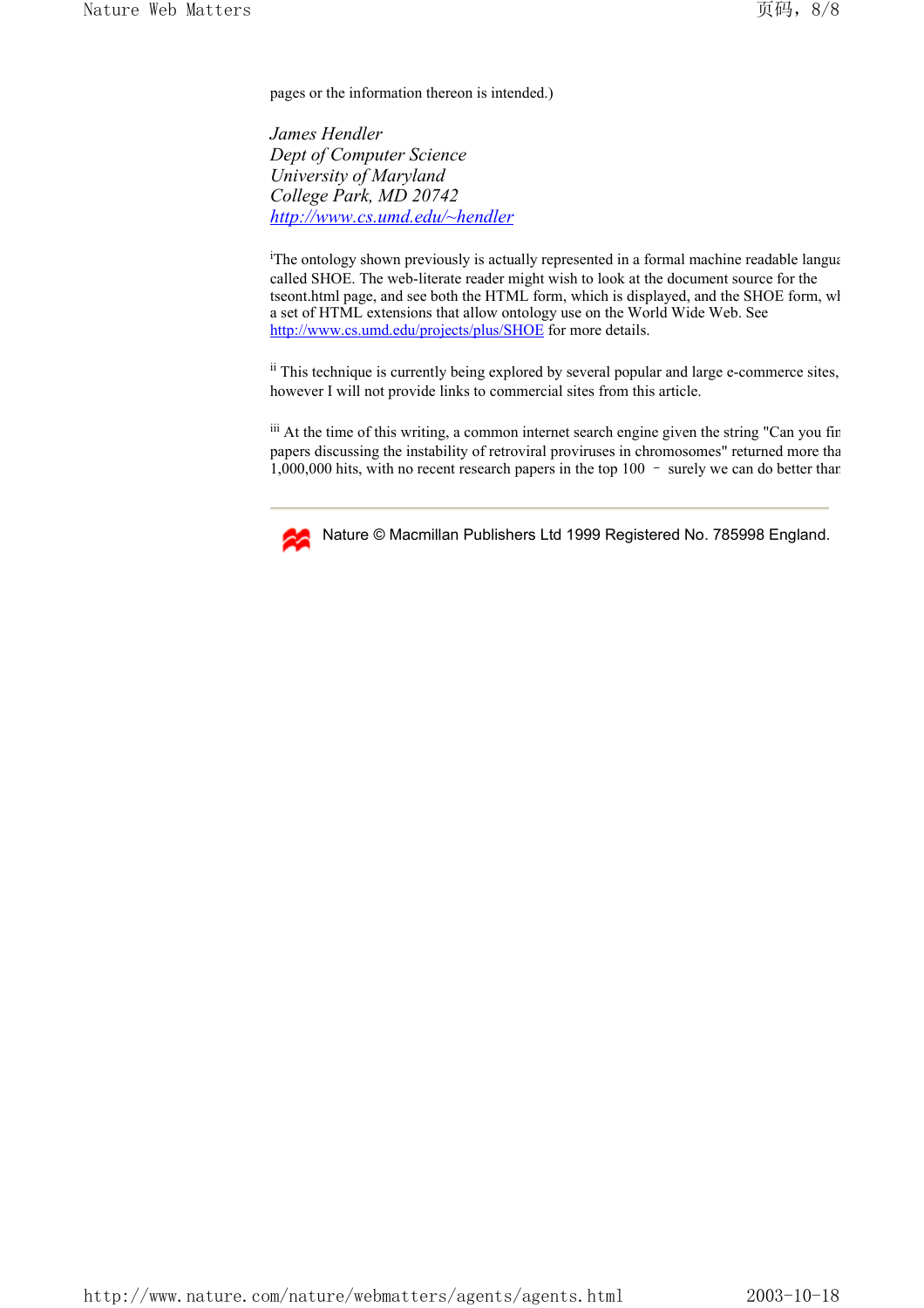pages or the information thereon is intended.)

*James Hendler*
*Dept of Computer Science*
*University of Maryland*
*College Park, MD 20742*
*http://www.cs.umd.edu/~hendler*

[i]The ontology shown previously is actually represented in a formal machine readable langua called SHOE. The web-literate reader might wish to look at the document source for the tseont.html page, and see both the HTML form, which is displayed, and the SHOE form, wl a set of HTML extensions that allow ontology use on the World Wide Web. See http://www.cs.umd.edu/projects/plus/SHOE for more details.

[ii] This technique is currently being explored by several popular and large e-commerce sites, however I will not provide links to commercial sites from this article.

[iii] At the time of this writing, a common internet search engine given the string "Can you fir papers discussing the instability of retroviral proviruses in chromosomes" returned more tha 1,000,000 hits, with no recent research papers in the top 100 – surely we can do better thar

---

Nature © Macmillan Publishers Ltd 1999 Registered No. 785998 England.